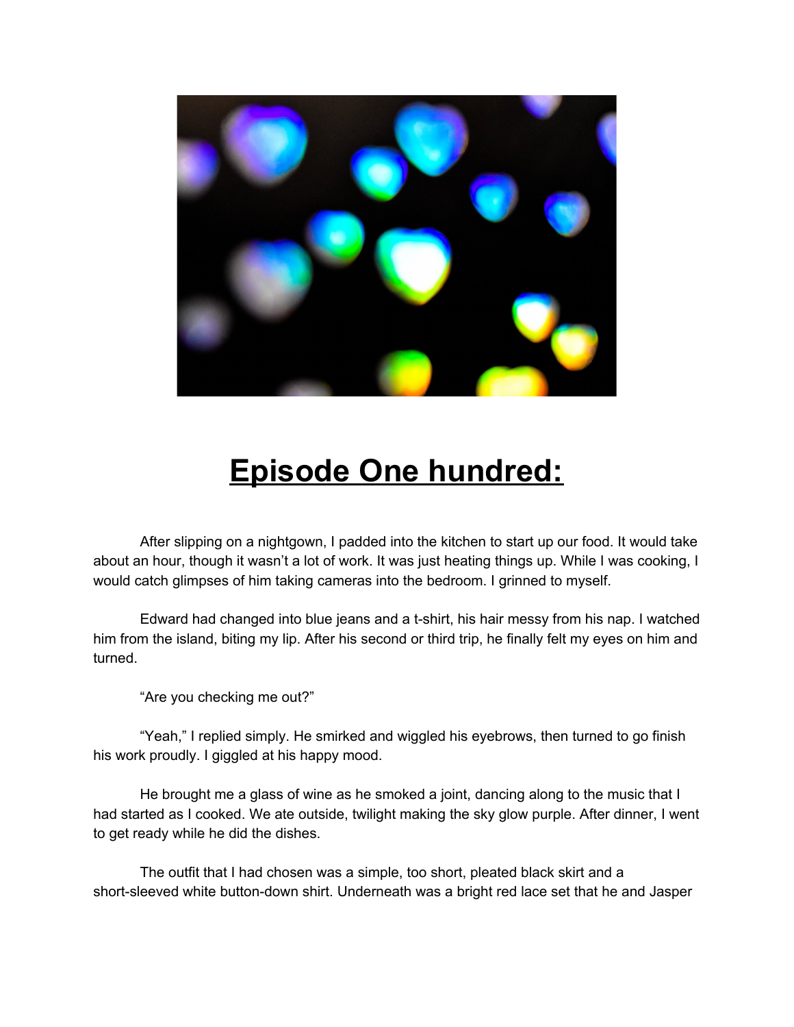# Episode One hundred:

After slipping on a nightgown, I padded into the kitchen to start up our food. It would take about an hour, though it wasn't a lot of work. It was just heating things up. While I was cooking, I would catch glimpses of him taking cameras into the bedroom. I grinned to myself.

Edward had changed into blue jeans and a t-shirt, his hair messy from his nap. I watched him from the island, biting my lip. After his second or third trip, he finally felt my eyes on him and turned.

"Are you checking me out?"

"Yeah," I replied simply. He smirked and wiggled his eyebrows, then turned to go finish his work proudly. I giggled at his happy mood.

He brought me a glass of wine as he smoked a joint, dancing along to the music that I had started as I cooked. We ate outside, twilight making the sky glow purple. After dinner, I went to get ready while he did the dishes.

The outfit that I had chosen was a simple, too short, pleated black skirt and a short-sleeved white button-down shirt. Underneath was a bright red lace set that he and Jasper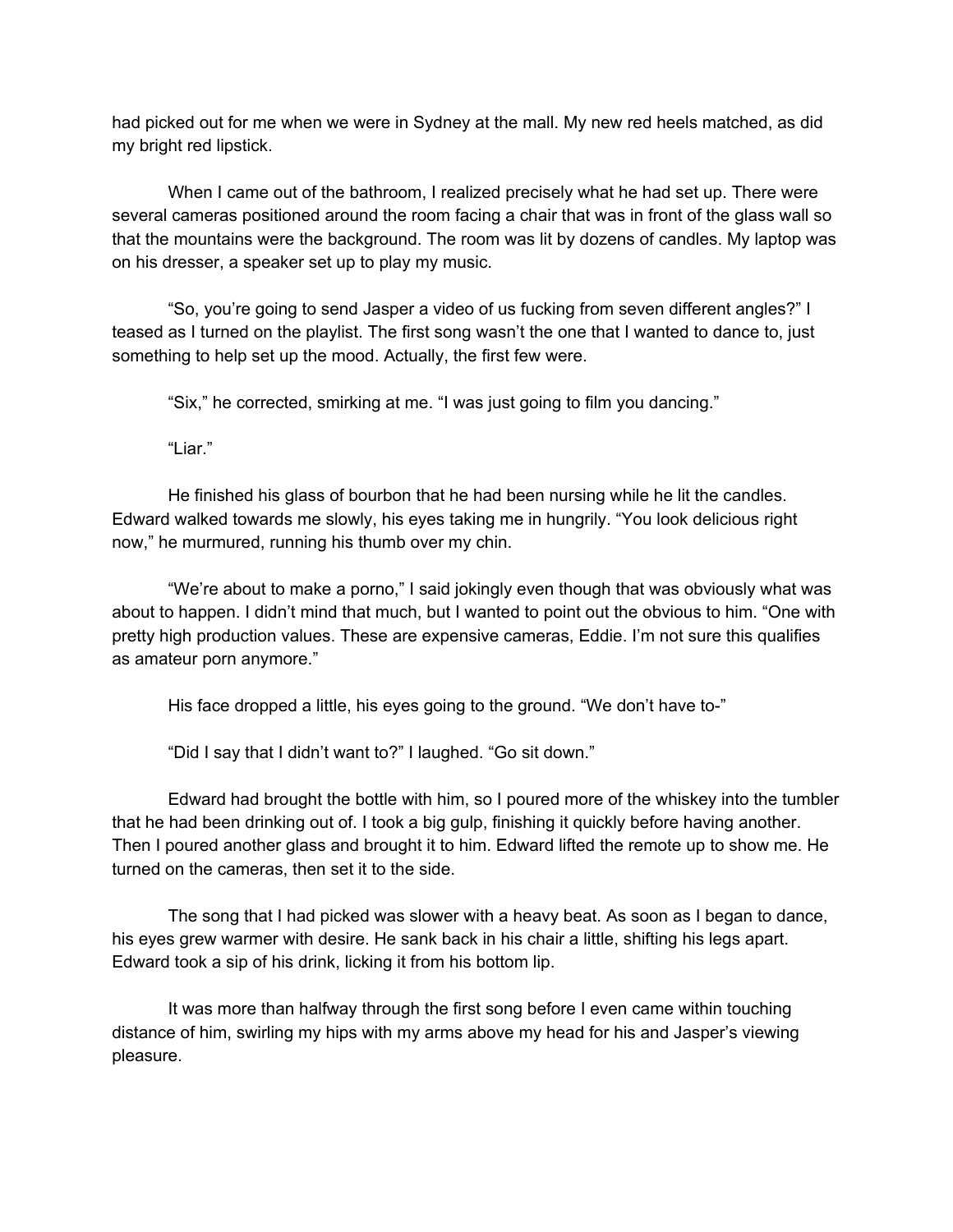had picked out for me when we were in Sydney at the mall. My new red heels matched, as did my bright red lipstick.

When I came out of the bathroom, I realized precisely what he had set up. There were several cameras positioned around the room facing a chair that was in front of the glass wall so that the mountains were the background. The room was lit by dozens of candles. My laptop was on his dresser, a speaker set up to play my music.

"So, you're going to send Jasper a video of us fucking from seven different angles?" I teased as I turned on the playlist. The first song wasn't the one that I wanted to dance to, just something to help set up the mood. Actually, the first few were.

"Six," he corrected, smirking at me. "I was just going to film you dancing."

"Liar."

He finished his glass of bourbon that he had been nursing while he lit the candles. Edward walked towards me slowly, his eyes taking me in hungrily. "You look delicious right now," he murmured, running his thumb over my chin.

"We're about to make a porno," I said jokingly even though that was obviously what was about to happen. I didn't mind that much, but I wanted to point out the obvious to him. "One with pretty high production values. These are expensive cameras, Eddie. I'm not sure this qualifies as amateur porn anymore."

His face dropped a little, his eyes going to the ground. "We don't have to-"

"Did I say that I didn't want to?" I laughed. "Go sit down."

Edward had brought the bottle with him, so I poured more of the whiskey into the tumbler that he had been drinking out of. I took a big gulp, finishing it quickly before having another. Then I poured another glass and brought it to him. Edward lifted the remote up to show me. He turned on the cameras, then set it to the side.

The song that I had picked was slower with a heavy beat. As soon as I began to dance, his eyes grew warmer with desire. He sank back in his chair a little, shifting his legs apart. Edward took a sip of his drink, licking it from his bottom lip.

It was more than halfway through the first song before I even came within touching distance of him, swirling my hips with my arms above my head for his and Jasper's viewing pleasure.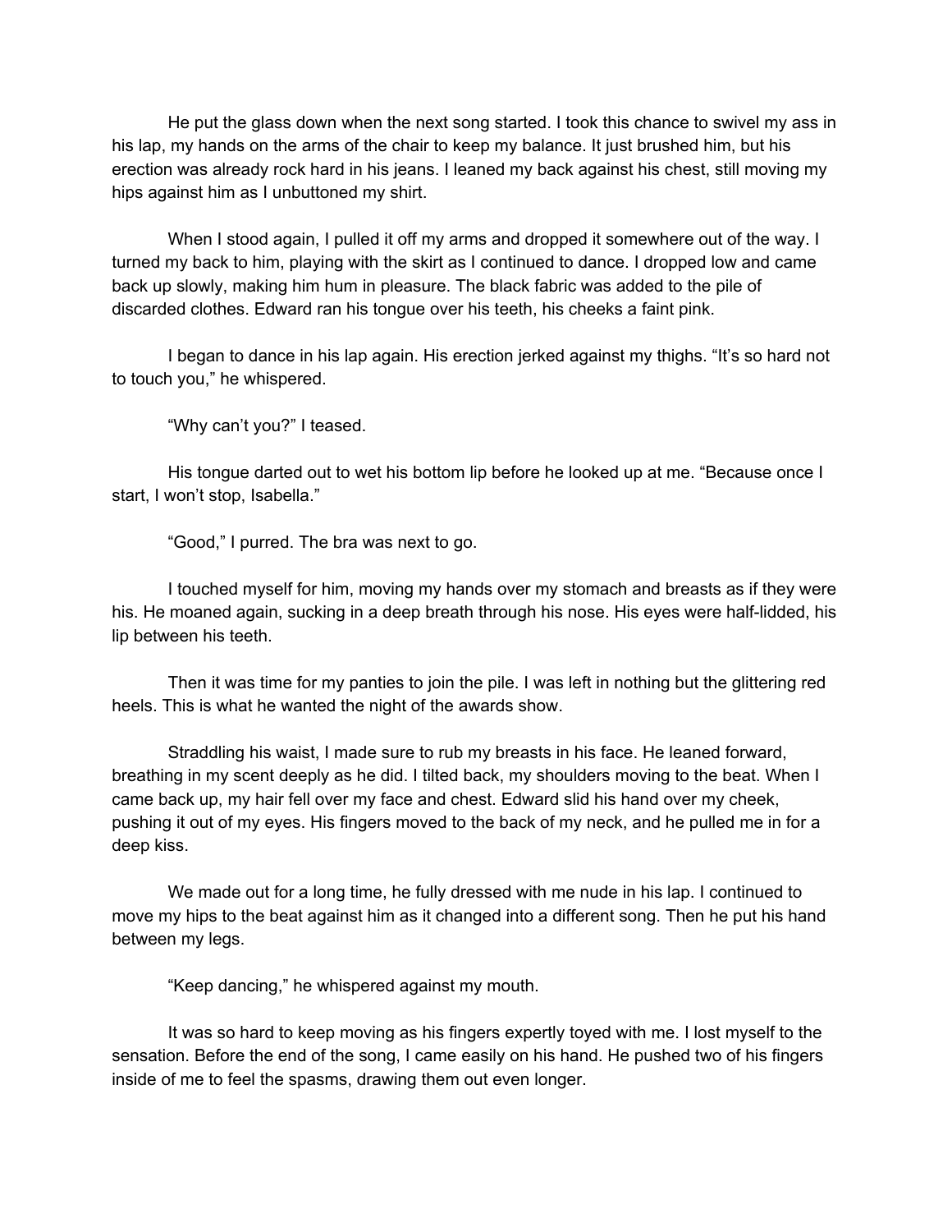He put the glass down when the next song started. I took this chance to swivel my ass in his lap, my hands on the arms of the chair to keep my balance. It just brushed him, but his erection was already rock hard in his jeans. I leaned my back against his chest, still moving my hips against him as I unbuttoned my shirt.

When I stood again, I pulled it off my arms and dropped it somewhere out of the way. I turned my back to him, playing with the skirt as I continued to dance. I dropped low and came back up slowly, making him hum in pleasure. The black fabric was added to the pile of discarded clothes. Edward ran his tongue over his teeth, his cheeks a faint pink.

I began to dance in his lap again. His erection jerked against my thighs. "It's so hard not to touch you," he whispered.

"Why can't you?" I teased.

His tongue darted out to wet his bottom lip before he looked up at me. "Because once I start, I won't stop, Isabella."

"Good," I purred. The bra was next to go.

I touched myself for him, moving my hands over my stomach and breasts as if they were his. He moaned again, sucking in a deep breath through his nose. His eyes were half-lidded, his lip between his teeth.

Then it was time for my panties to join the pile. I was left in nothing but the glittering red heels. This is what he wanted the night of the awards show.

Straddling his waist, I made sure to rub my breasts in his face. He leaned forward, breathing in my scent deeply as he did. I tilted back, my shoulders moving to the beat. When I came back up, my hair fell over my face and chest. Edward slid his hand over my cheek, pushing it out of my eyes. His fingers moved to the back of my neck, and he pulled me in for a deep kiss.

We made out for a long time, he fully dressed with me nude in his lap. I continued to move my hips to the beat against him as it changed into a different song. Then he put his hand between my legs.

"Keep dancing," he whispered against my mouth.

It was so hard to keep moving as his fingers expertly toyed with me. I lost myself to the sensation. Before the end of the song, I came easily on his hand. He pushed two of his fingers inside of me to feel the spasms, drawing them out even longer.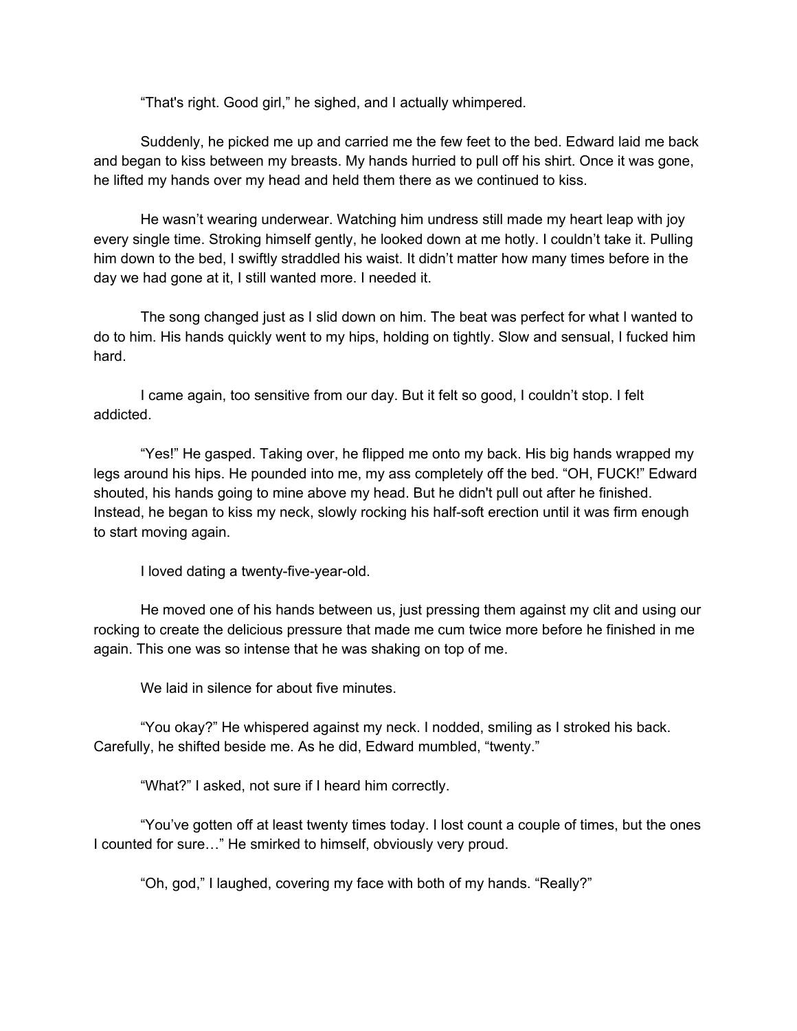"That's right. Good girl," he sighed, and I actually whimpered.

Suddenly, he picked me up and carried me the few feet to the bed. Edward laid me back and began to kiss between my breasts. My hands hurried to pull off his shirt. Once it was gone, he lifted my hands over my head and held them there as we continued to kiss.

He wasn't wearing underwear. Watching him undress still made my heart leap with joy every single time. Stroking himself gently, he looked down at me hotly. I couldn't take it. Pulling him down to the bed, I swiftly straddled his waist. It didn't matter how many times before in the day we had gone at it, I still wanted more. I needed it.

The song changed just as I slid down on him. The beat was perfect for what I wanted to do to him. His hands quickly went to my hips, holding on tightly. Slow and sensual, I fucked him hard.

I came again, too sensitive from our day. But it felt so good, I couldn't stop. I felt addicted.

"Yes!" He gasped. Taking over, he flipped me onto my back. His big hands wrapped my legs around his hips. He pounded into me, my ass completely off the bed. "OH, FUCK!" Edward shouted, his hands going to mine above my head. But he didn't pull out after he finished. Instead, he began to kiss my neck, slowly rocking his half-soft erection until it was firm enough to start moving again.

I loved dating a twenty-five-year-old.

He moved one of his hands between us, just pressing them against my clit and using our rocking to create the delicious pressure that made me cum twice more before he finished in me again. This one was so intense that he was shaking on top of me.

We laid in silence for about five minutes.

"You okay?" He whispered against my neck. I nodded, smiling as I stroked his back. Carefully, he shifted beside me. As he did, Edward mumbled, "twenty."

"What?" I asked, not sure if I heard him correctly.

"You've gotten off at least twenty times today. I lost count a couple of times, but the ones I counted for sure…" He smirked to himself, obviously very proud.

"Oh, god," I laughed, covering my face with both of my hands. "Really?"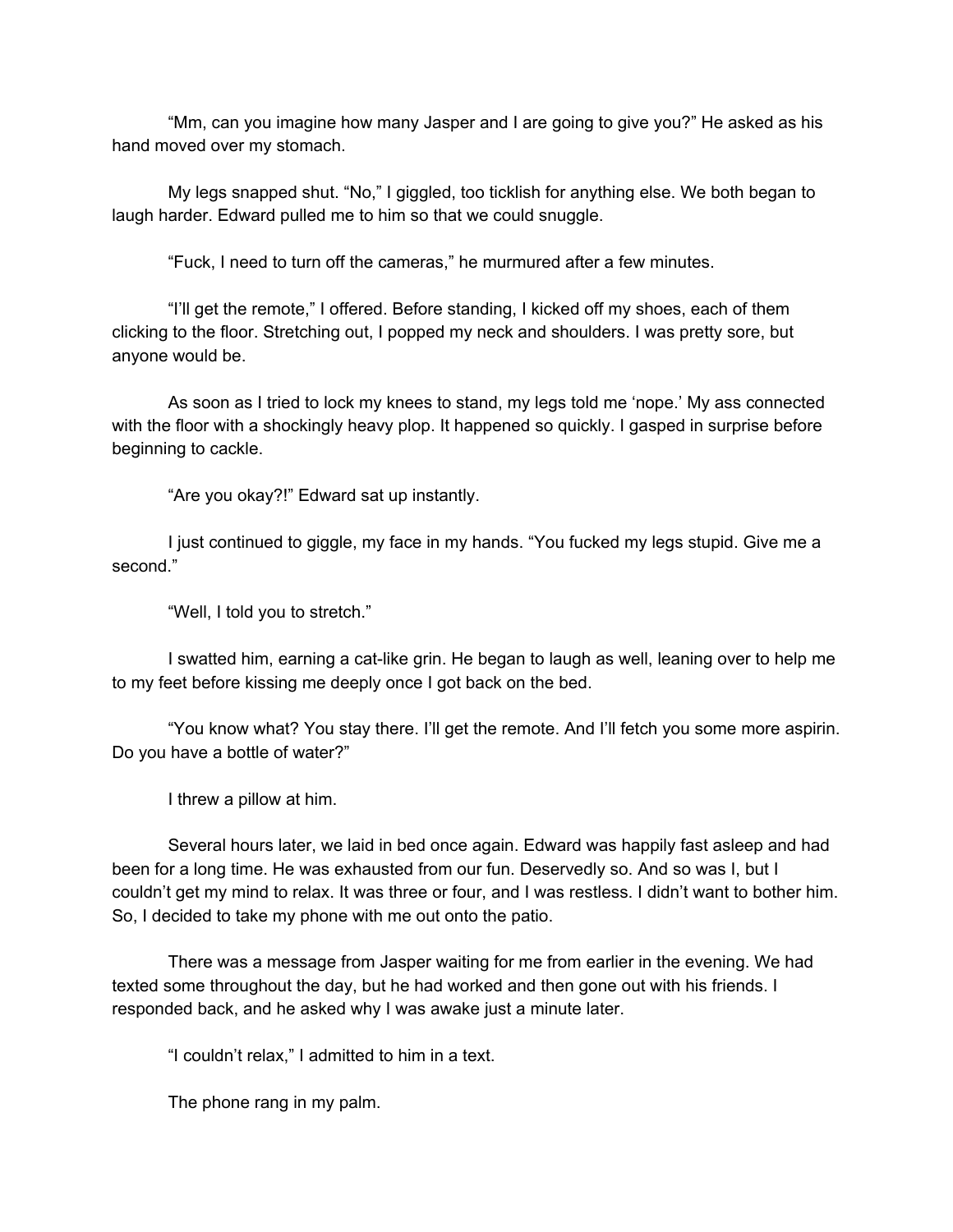"Mm, can you imagine how many Jasper and I are going to give you?" He asked as his hand moved over my stomach.

My legs snapped shut. "No," I giggled, too ticklish for anything else. We both began to laugh harder. Edward pulled me to him so that we could snuggle.

"Fuck, I need to turn off the cameras," he murmured after a few minutes.

"I'll get the remote," I offered. Before standing, I kicked off my shoes, each of them clicking to the floor. Stretching out, I popped my neck and shoulders. I was pretty sore, but anyone would be.

As soon as I tried to lock my knees to stand, my legs told me 'nope.' My ass connected with the floor with a shockingly heavy plop. It happened so quickly. I gasped in surprise before beginning to cackle.

"Are you okay?!" Edward sat up instantly.

I just continued to giggle, my face in my hands. "You fucked my legs stupid. Give me a second."

"Well, I told you to stretch."

I swatted him, earning a cat-like grin. He began to laugh as well, leaning over to help me to my feet before kissing me deeply once I got back on the bed.

"You know what? You stay there. I'll get the remote. And I'll fetch you some more aspirin. Do you have a bottle of water?"

I threw a pillow at him.

Several hours later, we laid in bed once again. Edward was happily fast asleep and had been for a long time. He was exhausted from our fun. Deservedly so. And so was I, but I couldn't get my mind to relax. It was three or four, and I was restless. I didn't want to bother him. So, I decided to take my phone with me out onto the patio.

There was a message from Jasper waiting for me from earlier in the evening. We had texted some throughout the day, but he had worked and then gone out with his friends. I responded back, and he asked why I was awake just a minute later.

"I couldn't relax," I admitted to him in a text.

The phone rang in my palm.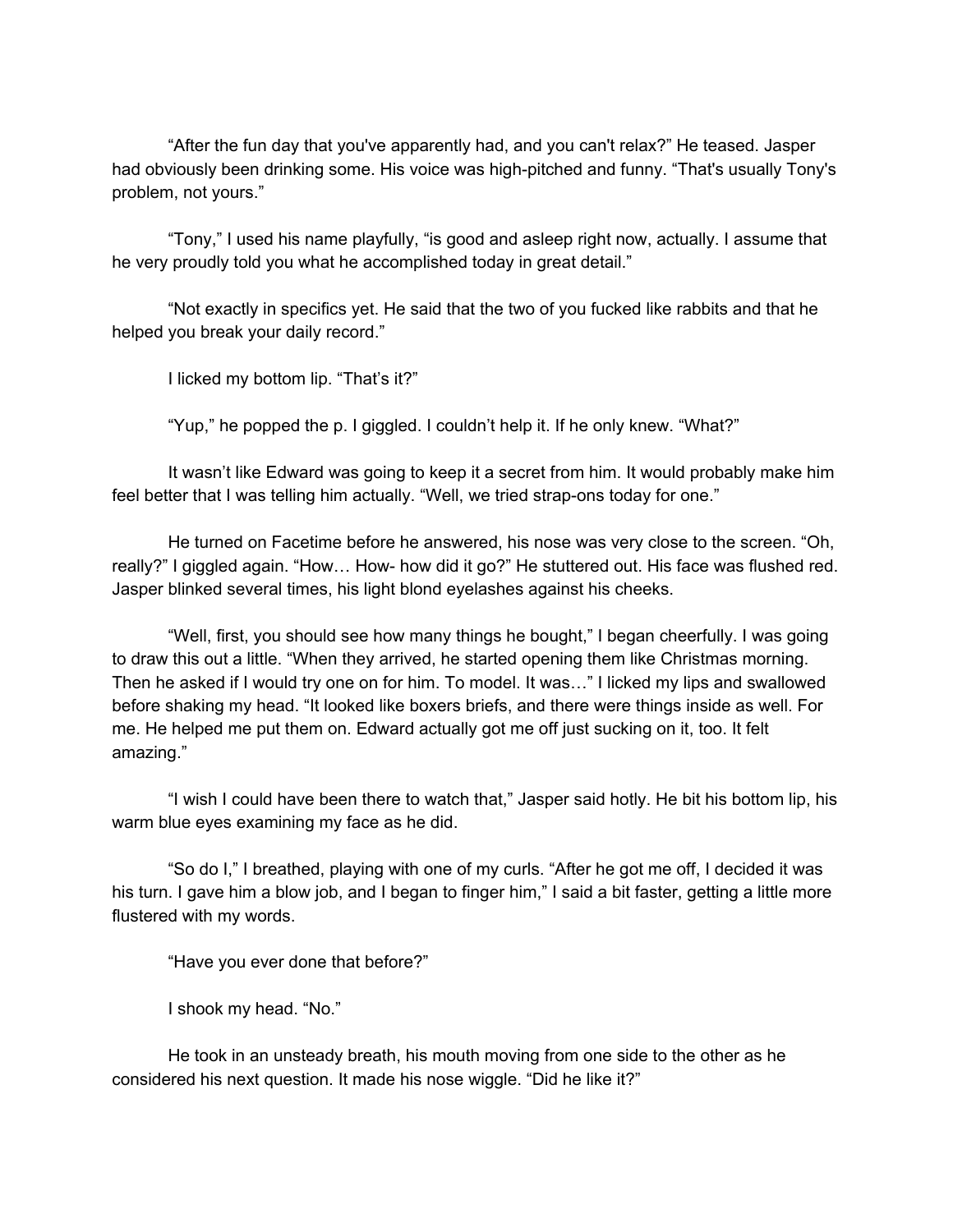"After the fun day that you've apparently had, and you can't relax?" He teased. Jasper had obviously been drinking some. His voice was high-pitched and funny. "That's usually Tony's problem, not yours."

"Tony," I used his name playfully, "is good and asleep right now, actually. I assume that he very proudly told you what he accomplished today in great detail."

"Not exactly in specifics yet. He said that the two of you fucked like rabbits and that he helped you break your daily record."

I licked my bottom lip. "That's it?"

"Yup," he popped the p. I giggled. I couldn't help it. If he only knew. "What?"

It wasn't like Edward was going to keep it a secret from him. It would probably make him feel better that I was telling him actually. "Well, we tried strap-ons today for one."

He turned on Facetime before he answered, his nose was very close to the screen. "Oh, really?" I giggled again. "How… How- how did it go?" He stuttered out. His face was flushed red. Jasper blinked several times, his light blond eyelashes against his cheeks.

"Well, first, you should see how many things he bought," I began cheerfully. I was going to draw this out a little. "When they arrived, he started opening them like Christmas morning. Then he asked if I would try one on for him. To model. It was…" I licked my lips and swallowed before shaking my head. "It looked like boxers briefs, and there were things inside as well. For me. He helped me put them on. Edward actually got me off just sucking on it, too. It felt amazing."

"I wish I could have been there to watch that," Jasper said hotly. He bit his bottom lip, his warm blue eyes examining my face as he did.

"So do I," I breathed, playing with one of my curls. "After he got me off, I decided it was his turn. I gave him a blow job, and I began to finger him," I said a bit faster, getting a little more flustered with my words.

"Have you ever done that before?"

I shook my head. "No."

He took in an unsteady breath, his mouth moving from one side to the other as he considered his next question. It made his nose wiggle. "Did he like it?"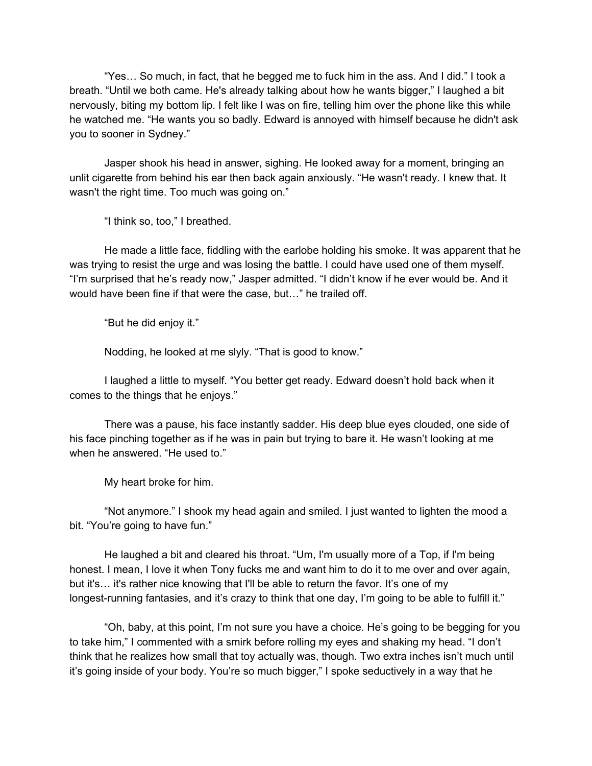"Yes… So much, in fact, that he begged me to fuck him in the ass. And I did." I took a breath. "Until we both came. He's already talking about how he wants bigger," I laughed a bit nervously, biting my bottom lip. I felt like I was on fire, telling him over the phone like this while he watched me. "He wants you so badly. Edward is annoyed with himself because he didn't ask you to sooner in Sydney."

Jasper shook his head in answer, sighing. He looked away for a moment, bringing an unlit cigarette from behind his ear then back again anxiously. "He wasn't ready. I knew that. It wasn't the right time. Too much was going on."

"I think so, too," I breathed.

He made a little face, fiddling with the earlobe holding his smoke. It was apparent that he was trying to resist the urge and was losing the battle. I could have used one of them myself. "I'm surprised that he's ready now," Jasper admitted. "I didn't know if he ever would be. And it would have been fine if that were the case, but…" he trailed off.

"But he did enjoy it."

Nodding, he looked at me slyly. "That is good to know."

I laughed a little to myself. "You better get ready. Edward doesn't hold back when it comes to the things that he enjoys."

There was a pause, his face instantly sadder. His deep blue eyes clouded, one side of his face pinching together as if he was in pain but trying to bare it. He wasn't looking at me when he answered. "He used to."

My heart broke for him.

"Not anymore." I shook my head again and smiled. I just wanted to lighten the mood a bit. "You're going to have fun."

He laughed a bit and cleared his throat. "Um, I'm usually more of a Top, if I'm being honest. I mean, I love it when Tony fucks me and want him to do it to me over and over again, but it's… it's rather nice knowing that I'll be able to return the favor. It's one of my longest-running fantasies, and it's crazy to think that one day, I'm going to be able to fulfill it."

"Oh, baby, at this point, I'm not sure you have a choice. He's going to be begging for you to take him," I commented with a smirk before rolling my eyes and shaking my head. "I don't think that he realizes how small that toy actually was, though. Two extra inches isn't much until it's going inside of your body. You're so much bigger," I spoke seductively in a way that he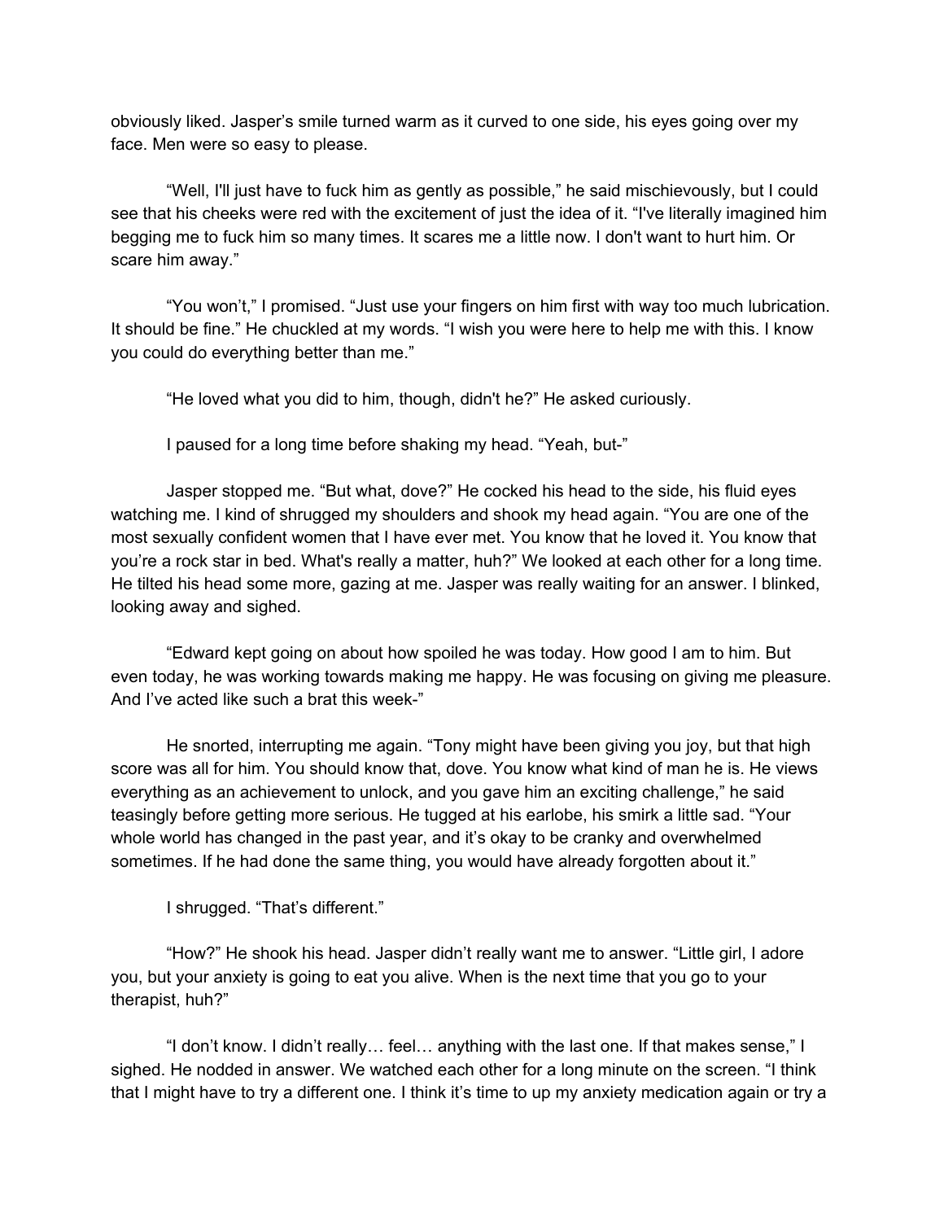obviously liked. Jasper's smile turned warm as it curved to one side, his eyes going over my face. Men were so easy to please.

"Well, I'll just have to fuck him as gently as possible," he said mischievously, but I could see that his cheeks were red with the excitement of just the idea of it. "I've literally imagined him begging me to fuck him so many times. It scares me a little now. I don't want to hurt him. Or scare him away."

"You won't," I promised. "Just use your fingers on him first with way too much lubrication. It should be fine." He chuckled at my words. "I wish you were here to help me with this. I know you could do everything better than me."

"He loved what you did to him, though, didn't he?" He asked curiously.

I paused for a long time before shaking my head. "Yeah, but-"

Jasper stopped me. "But what, dove?" He cocked his head to the side, his fluid eyes watching me. I kind of shrugged my shoulders and shook my head again. "You are one of the most sexually confident women that I have ever met. You know that he loved it. You know that you're a rock star in bed. What's really a matter, huh?" We looked at each other for a long time. He tilted his head some more, gazing at me. Jasper was really waiting for an answer. I blinked, looking away and sighed.

"Edward kept going on about how spoiled he was today. How good I am to him. But even today, he was working towards making me happy. He was focusing on giving me pleasure. And I've acted like such a brat this week-"

He snorted, interrupting me again. "Tony might have been giving you joy, but that high score was all for him. You should know that, dove. You know what kind of man he is. He views everything as an achievement to unlock, and you gave him an exciting challenge," he said teasingly before getting more serious. He tugged at his earlobe, his smirk a little sad. "Your whole world has changed in the past year, and it's okay to be cranky and overwhelmed sometimes. If he had done the same thing, you would have already forgotten about it."

I shrugged. "That's different."

"How?" He shook his head. Jasper didn't really want me to answer. "Little girl, I adore you, but your anxiety is going to eat you alive. When is the next time that you go to your therapist, huh?"

"I don't know. I didn't really… feel… anything with the last one. If that makes sense," I sighed. He nodded in answer. We watched each other for a long minute on the screen. "I think that I might have to try a different one. I think it's time to up my anxiety medication again or try a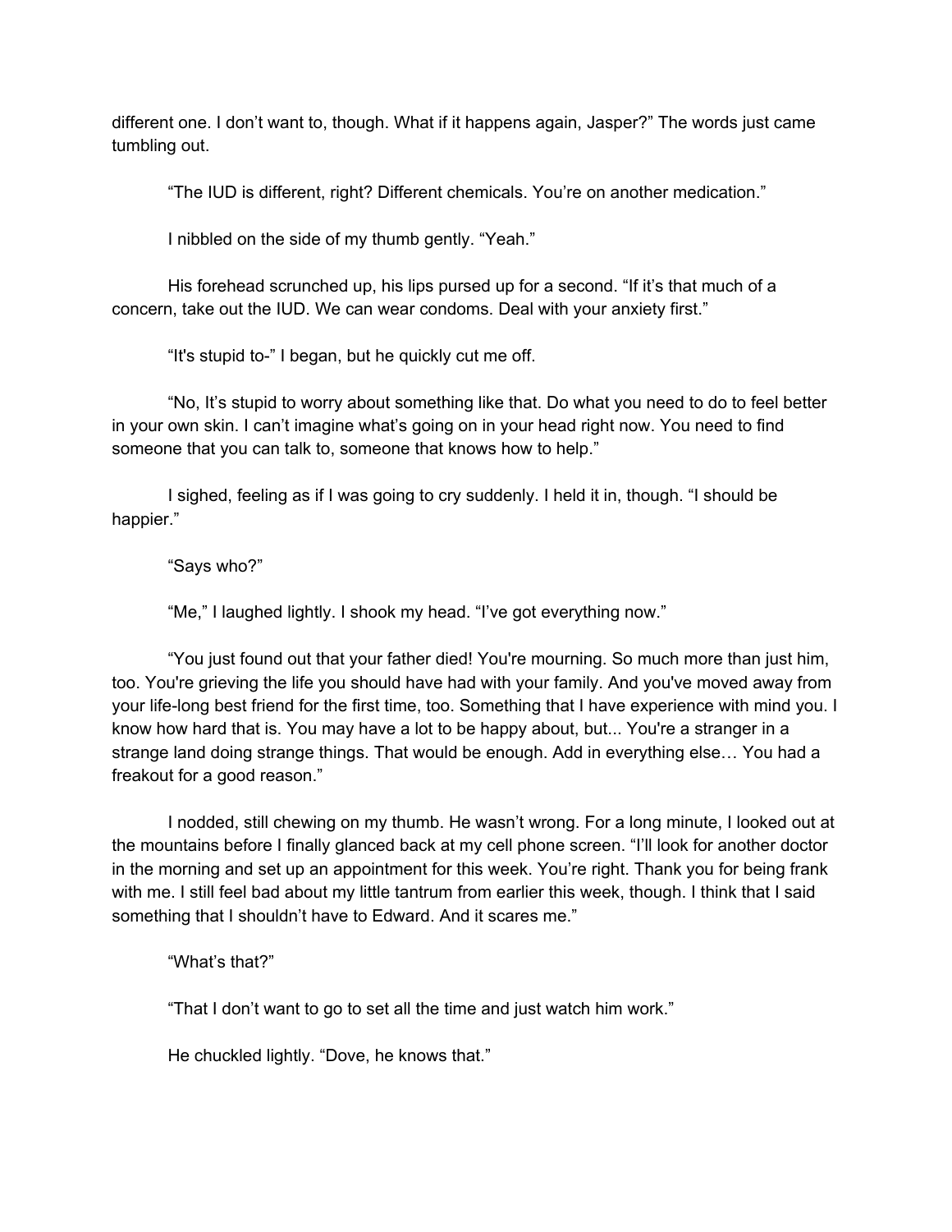different one. I don't want to, though. What if it happens again, Jasper?" The words just came tumbling out.

"The IUD is different, right? Different chemicals. You're on another medication."

I nibbled on the side of my thumb gently. "Yeah."

His forehead scrunched up, his lips pursed up for a second. "If it's that much of a concern, take out the IUD. We can wear condoms. Deal with your anxiety first."

"It's stupid to-" I began, but he quickly cut me off.

"No, It's stupid to worry about something like that. Do what you need to do to feel better in your own skin. I can't imagine what's going on in your head right now. You need to find someone that you can talk to, someone that knows how to help."

I sighed, feeling as if I was going to cry suddenly. I held it in, though. "I should be happier."

"Says who?"

"Me," I laughed lightly. I shook my head. "I've got everything now."

"You just found out that your father died! You're mourning. So much more than just him, too. You're grieving the life you should have had with your family. And you've moved away from your life-long best friend for the first time, too. Something that I have experience with mind you. I know how hard that is. You may have a lot to be happy about, but... You're a stranger in a strange land doing strange things. That would be enough. Add in everything else… You had a freakout for a good reason."

I nodded, still chewing on my thumb. He wasn't wrong. For a long minute, I looked out at the mountains before I finally glanced back at my cell phone screen. "I'll look for another doctor in the morning and set up an appointment for this week. You're right. Thank you for being frank with me. I still feel bad about my little tantrum from earlier this week, though. I think that I said something that I shouldn't have to Edward. And it scares me."

"What's that?"

"That I don't want to go to set all the time and just watch him work."

He chuckled lightly. "Dove, he knows that."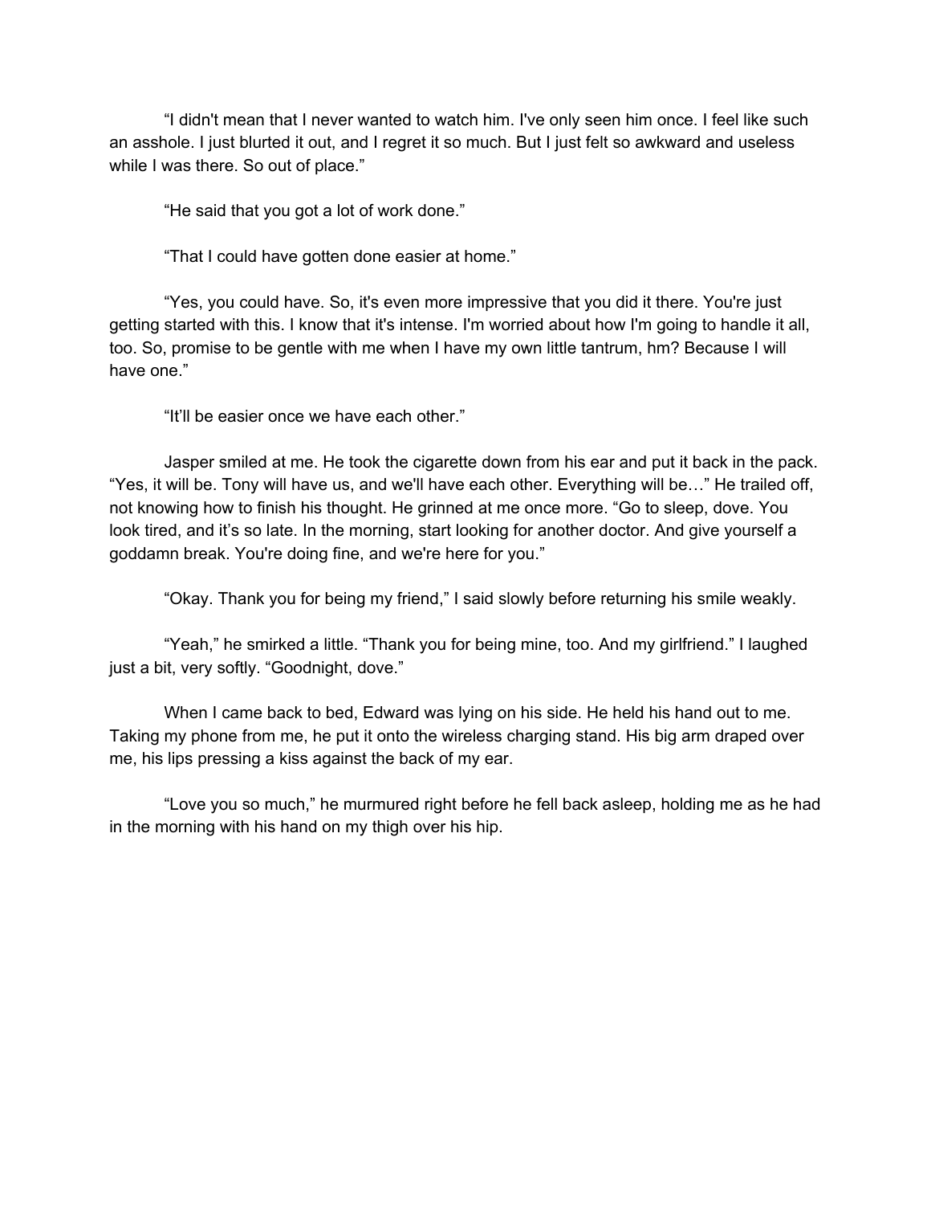"I didn't mean that I never wanted to watch him. I've only seen him once. I feel like such an asshole. I just blurted it out, and I regret it so much. But I just felt so awkward and useless while I was there. So out of place."

"He said that you got a lot of work done."

"That I could have gotten done easier at home."

"Yes, you could have. So, it's even more impressive that you did it there. You're just getting started with this. I know that it's intense. I'm worried about how I'm going to handle it all, too. So, promise to be gentle with me when I have my own little tantrum, hm? Because I will have one."

"It'll be easier once we have each other."

Jasper smiled at me. He took the cigarette down from his ear and put it back in the pack. "Yes, it will be. Tony will have us, and we'll have each other. Everything will be…" He trailed off, not knowing how to finish his thought. He grinned at me once more. "Go to sleep, dove. You look tired, and it's so late. In the morning, start looking for another doctor. And give yourself a goddamn break. You're doing fine, and we're here for you."

"Okay. Thank you for being my friend," I said slowly before returning his smile weakly.

"Yeah," he smirked a little. "Thank you for being mine, too. And my girlfriend." I laughed just a bit, very softly. "Goodnight, dove."

When I came back to bed, Edward was lying on his side. He held his hand out to me. Taking my phone from me, he put it onto the wireless charging stand. His big arm draped over me, his lips pressing a kiss against the back of my ear.

"Love you so much," he murmured right before he fell back asleep, holding me as he had in the morning with his hand on my thigh over his hip.